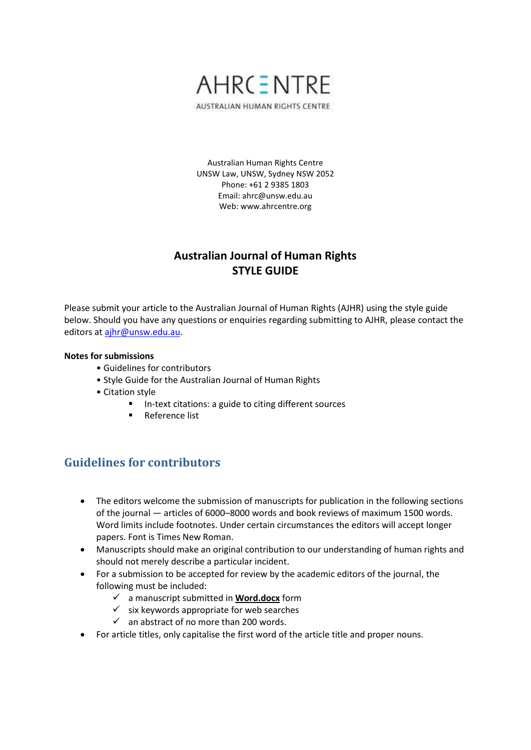AHRCENTRE

AUSTRALIAN HUMAN RIGHTS CENTRE

Australian Human Rights Centre
UNSW Law, UNSW, Sydney NSW 2052
Phone: +61 2 9385 1803
Email: ahrc@unsw.edu.au
Web: www.ahrcentre.org

# Australian Journal of Human Rights
# STYLE GUIDE

Please submit your article to the Australian Journal of Human Rights (AJHR) using the style guide below. Should you have any questions or enquiries regarding submitting to AJHR, please contact the editors at [ajhr@unsw.edu.au](mailto:ajhr@unsw.edu.au).

**Notes for submissions**

- Guidelines for contributors
- Style Guide for the Australian Journal of Human Rights
- Citation style
  - In-text citations: a guide to citing different sources
  - Reference list

## Guidelines for contributors

- The editors welcome the submission of manuscripts for publication in the following sections of the journal — articles of 6000–8000 words and book reviews of maximum 1500 words. Word limits include footnotes. Under certain circumstances the editors will accept longer papers. Font is Times New Roman.
- Manuscripts should make an original contribution to our understanding of human rights and should not merely describe a particular incident.
- For a submission to be accepted for review by the academic editors of the journal, the following must be included:
  - ✓ a manuscript submitted in **Word.docx** form
  - ✓ six keywords appropriate for web searches
  - ✓ an abstract of no more than 200 words.
- For article titles, only capitalise the first word of the article title and proper nouns.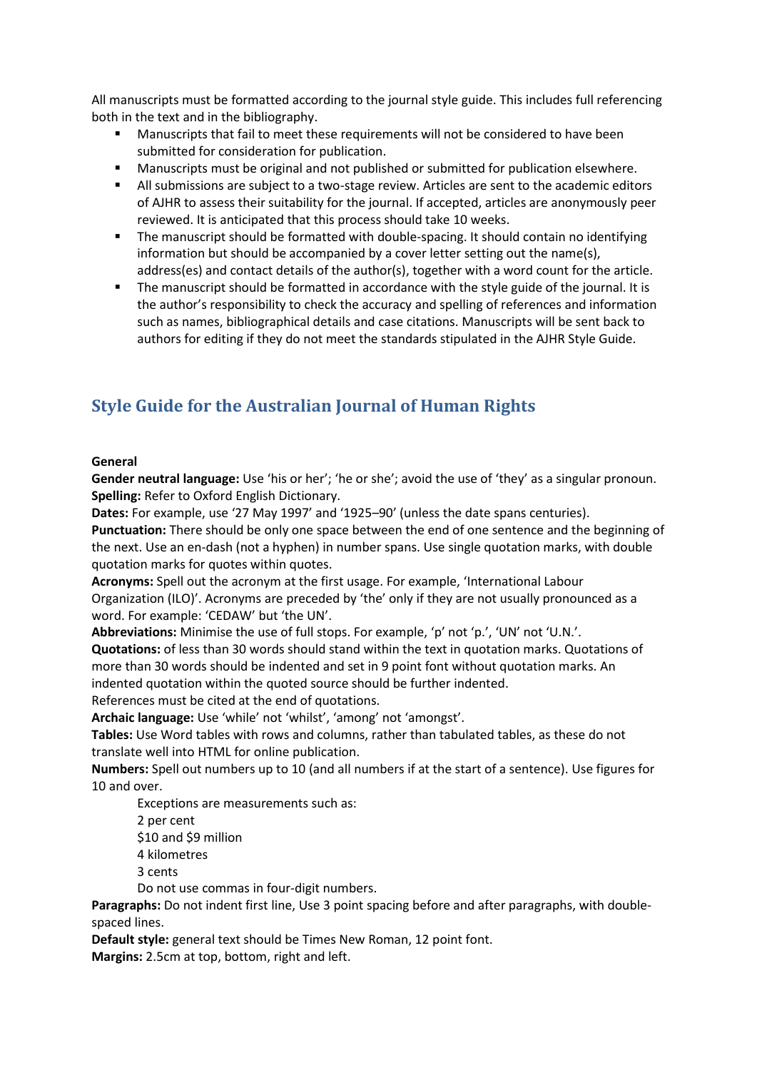All manuscripts must be formatted according to the journal style guide. This includes full referencing both in the text and in the bibliography.

- Manuscripts that fail to meet these requirements will not be considered to have been submitted for consideration for publication.
- Manuscripts must be original and not published or submitted for publication elsewhere.
- All submissions are subject to a two-stage review. Articles are sent to the academic editors of AJHR to assess their suitability for the journal. If accepted, articles are anonymously peer reviewed. It is anticipated that this process should take 10 weeks.
- The manuscript should be formatted with double-spacing. It should contain no identifying information but should be accompanied by a cover letter setting out the name(s), address(es) and contact details of the author(s), together with a word count for the article.
- The manuscript should be formatted in accordance with the style guide of the journal. It is the author's responsibility to check the accuracy and spelling of references and information such as names, bibliographical details and case citations. Manuscripts will be sent back to authors for editing if they do not meet the standards stipulated in the AJHR Style Guide.

## Style Guide for the Australian Journal of Human Rights

**General**

**Gender neutral language:** Use 'his or her'; 'he or she'; avoid the use of 'they' as a singular pronoun.
**Spelling:** Refer to Oxford English Dictionary.
**Dates:** For example, use '27 May 1997' and '1925–90' (unless the date spans centuries).
**Punctuation:** There should be only one space between the end of one sentence and the beginning of the next. Use an en-dash (not a hyphen) in number spans. Use single quotation marks, with double quotation marks for quotes within quotes.
**Acronyms:** Spell out the acronym at the first usage. For example, 'International Labour Organization (ILO)'. Acronyms are preceded by 'the' only if they are not usually pronounced as a word. For example: 'CEDAW' but 'the UN'.
**Abbreviations:** Minimise the use of full stops. For example, 'p' not 'p.', 'UN' not 'U.N.'.
**Quotations:** of less than 30 words should stand within the text in quotation marks. Quotations of more than 30 words should be indented and set in 9 point font without quotation marks. An indented quotation within the quoted source should be further indented.
References must be cited at the end of quotations.
**Archaic language:** Use 'while' not 'whilst', 'among' not 'amongst'.
**Tables:** Use Word tables with rows and columns, rather than tabulated tables, as these do not translate well into HTML for online publication.
**Numbers:** Spell out numbers up to 10 (and all numbers if at the start of a sentence). Use figures for 10 and over.

> Exceptions are measurements such as:
> 2 per cent
> $10 and $9 million
> 4 kilometres
> 3 cents
> Do not use commas in four-digit numbers.

**Paragraphs:** Do not indent first line, Use 3 point spacing before and after paragraphs, with double-spaced lines.
**Default style:** general text should be Times New Roman, 12 point font.
**Margins:** 2.5cm at top, bottom, right and left.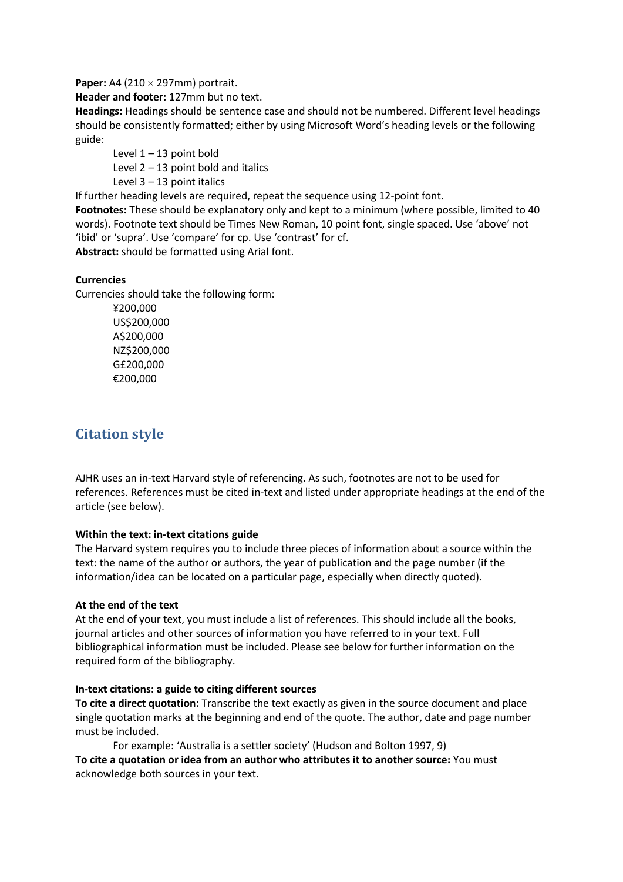**Paper:** A4 (210 × 297mm) portrait.
**Header and footer:** 127mm but no text.
**Headings:** Headings should be sentence case and should not be numbered. Different level headings should be consistently formatted; either by using Microsoft Word's heading levels or the following guide:

Level 1 – 13 point bold
Level 2 – 13 point bold and italics
Level 3 – 13 point italics

If further heading levels are required, repeat the sequence using 12-point font.
**Footnotes:** These should be explanatory only and kept to a minimum (where possible, limited to 40 words). Footnote text should be Times New Roman, 10 point font, single spaced. Use 'above' not 'ibid' or 'supra'. Use 'compare' for cp. Use 'contrast' for cf.
**Abstract:** should be formatted using Arial font.

**Currencies**

Currencies should take the following form:

¥200,000
US$200,000
A$200,000
NZ$200,000
G£200,000
€200,000

## Citation style

AJHR uses an in-text Harvard style of referencing. As such, footnotes are not to be used for references. References must be cited in-text and listed under appropriate headings at the end of the article (see below).

**Within the text: in-text citations guide**

The Harvard system requires you to include three pieces of information about a source within the text: the name of the author or authors, the year of publication and the page number (if the information/idea can be located on a particular page, especially when directly quoted).

**At the end of the text**

At the end of your text, you must include a list of references. This should include all the books, journal articles and other sources of information you have referred to in your text. Full bibliographical information must be included. Please see below for further information on the required form of the bibliography.

**In-text citations: a guide to citing different sources**

**To cite a direct quotation:** Transcribe the text exactly as given in the source document and place single quotation marks at the beginning and end of the quote. The author, date and page number must be included.

For example: 'Australia is a settler society' (Hudson and Bolton 1997, 9)

**To cite a quotation or idea from an author who attributes it to another source:** You must acknowledge both sources in your text.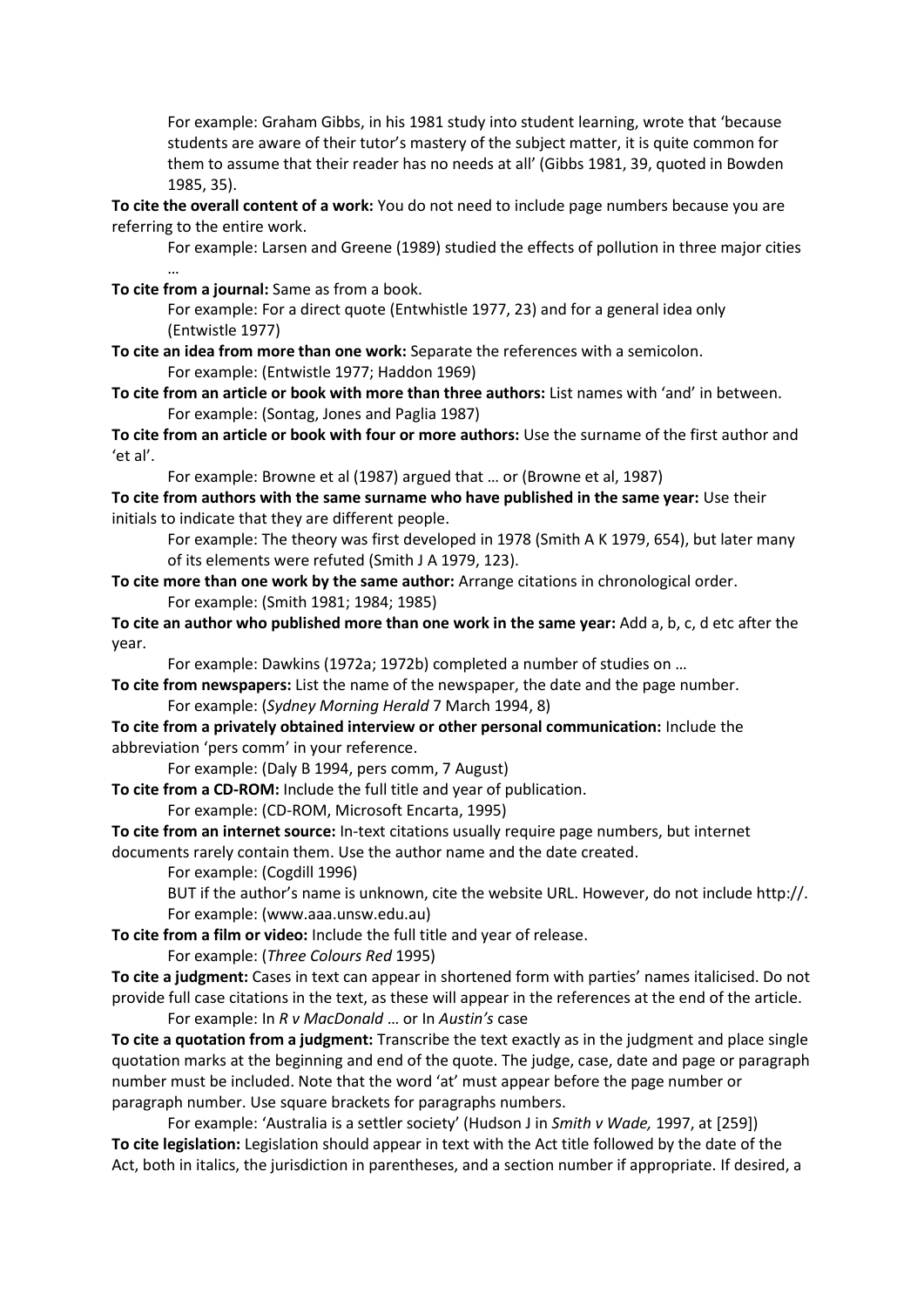For example: Graham Gibbs, in his 1981 study into student learning, wrote that 'because students are aware of their tutor's mastery of the subject matter, it is quite common for them to assume that their reader has no needs at all' (Gibbs 1981, 39, quoted in Bowden 1985, 35).

**To cite the overall content of a work:** You do not need to include page numbers because you are referring to the entire work.

For example: Larsen and Greene (1989) studied the effects of pollution in three major cities …

**To cite from a journal:** Same as from a book.

For example: For a direct quote (Entwhistle 1977, 23) and for a general idea only (Entwhistle 1977)

**To cite an idea from more than one work:** Separate the references with a semicolon.

For example: (Entwistle 1977; Haddon 1969)

**To cite from an article or book with more than three authors:** List names with 'and' in between.

For example: (Sontag, Jones and Paglia 1987)

**To cite from an article or book with four or more authors:** Use the surname of the first author and 'et al'.

For example: Browne et al (1987) argued that … or (Browne et al, 1987)

**To cite from authors with the same surname who have published in the same year:** Use their initials to indicate that they are different people.

For example: The theory was first developed in 1978 (Smith A K 1979, 654), but later many of its elements were refuted (Smith J A 1979, 123).

**To cite more than one work by the same author:** Arrange citations in chronological order.

For example: (Smith 1981; 1984; 1985)

**To cite an author who published more than one work in the same year:** Add a, b, c, d etc after the year.

For example: Dawkins (1972a; 1972b) completed a number of studies on …

**To cite from newspapers:** List the name of the newspaper, the date and the page number.

For example: (*Sydney Morning Herald* 7 March 1994, 8)

**To cite from a privately obtained interview or other personal communication:** Include the abbreviation 'pers comm' in your reference.

For example: (Daly B 1994, pers comm, 7 August)

**To cite from a CD-ROM:** Include the full title and year of publication.

For example: (CD-ROM, Microsoft Encarta, 1995)

**To cite from an internet source:** In-text citations usually require page numbers, but internet documents rarely contain them. Use the author name and the date created.

For example: (Cogdill 1996)

BUT if the author's name is unknown, cite the website URL. However, do not include http://.

For example: (www.aaa.unsw.edu.au)

**To cite from a film or video:** Include the full title and year of release.

For example: (*Three Colours Red* 1995)

**To cite a judgment:** Cases in text can appear in shortened form with parties' names italicised. Do not provide full case citations in the text, as these will appear in the references at the end of the article.

For example: In *R v MacDonald* … or In *Austin's* case

**To cite a quotation from a judgment:** Transcribe the text exactly as in the judgment and place single quotation marks at the beginning and end of the quote. The judge, case, date and page or paragraph number must be included. Note that the word 'at' must appear before the page number or paragraph number. Use square brackets for paragraphs numbers.

For example: 'Australia is a settler society' (Hudson J in *Smith v Wade,* 1997, at [259])

**To cite legislation:** Legislation should appear in text with the Act title followed by the date of the Act, both in italics, the jurisdiction in parentheses, and a section number if appropriate. If desired, a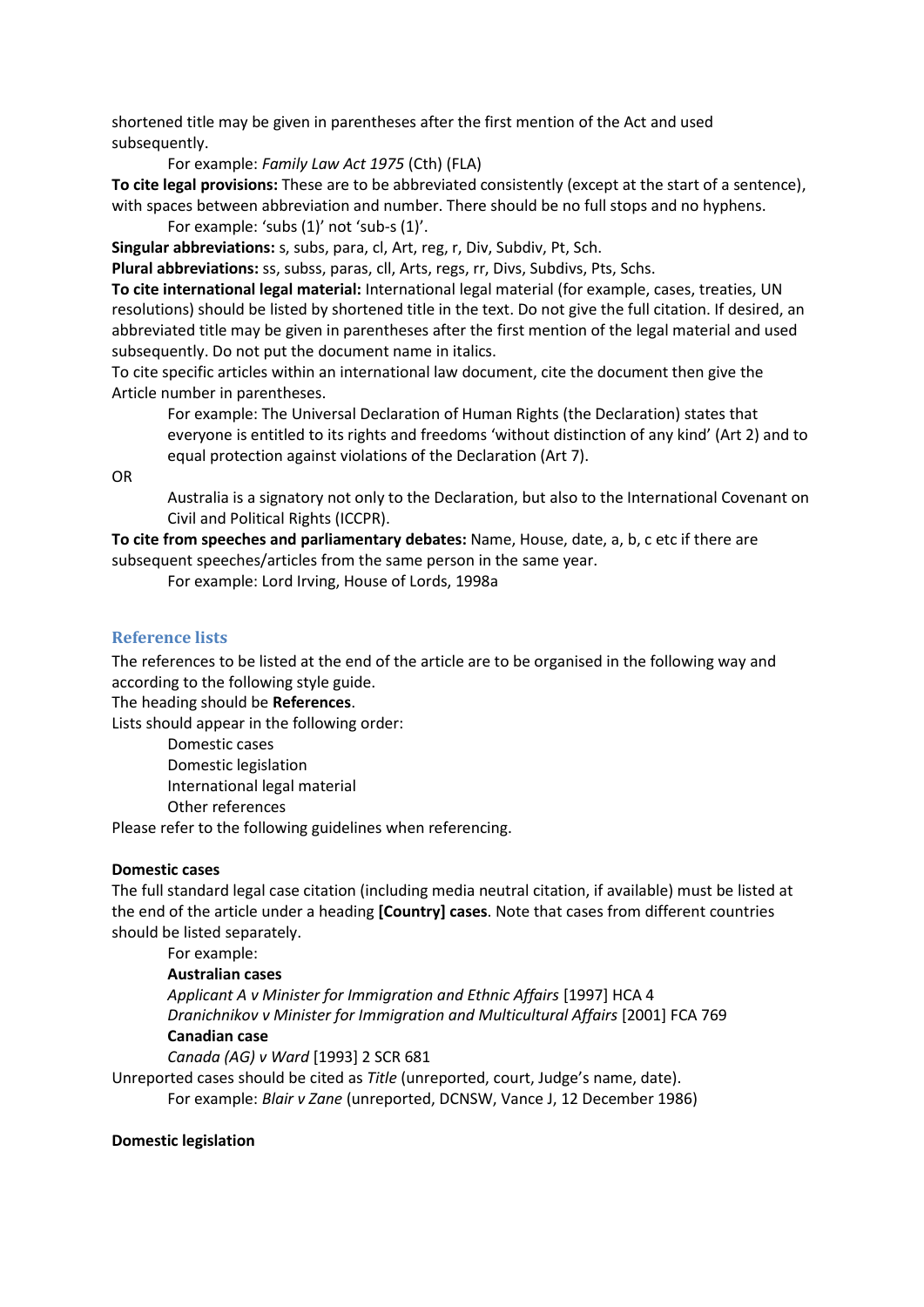shortened title may be given in parentheses after the first mention of the Act and used subsequently.

For example: *Family Law Act 1975* (Cth) (FLA)

**To cite legal provisions:** These are to be abbreviated consistently (except at the start of a sentence), with spaces between abbreviation and number. There should be no full stops and no hyphens.

For example: 'subs (1)' not 'sub-s (1)'.

**Singular abbreviations:** s, subs, para, cl, Art, reg, r, Div, Subdiv, Pt, Sch.

**Plural abbreviations:** ss, subss, paras, cll, Arts, regs, rr, Divs, Subdivs, Pts, Schs.

**To cite international legal material:** International legal material (for example, cases, treaties, UN resolutions) should be listed by shortened title in the text. Do not give the full citation. If desired, an abbreviated title may be given in parentheses after the first mention of the legal material and used subsequently. Do not put the document name in italics.

To cite specific articles within an international law document, cite the document then give the Article number in parentheses.

For example: The Universal Declaration of Human Rights (the Declaration) states that everyone is entitled to its rights and freedoms 'without distinction of any kind' (Art 2) and to equal protection against violations of the Declaration (Art 7).

OR

Australia is a signatory not only to the Declaration, but also to the International Covenant on Civil and Political Rights (ICCPR).

**To cite from speeches and parliamentary debates:** Name, House, date, a, b, c etc if there are subsequent speeches/articles from the same person in the same year.

For example: Lord Irving, House of Lords, 1998a

## Reference lists

The references to be listed at the end of the article are to be organised in the following way and according to the following style guide.

The heading should be **References**.

Lists should appear in the following order:

Domestic cases
Domestic legislation
International legal material
Other references

Please refer to the following guidelines when referencing.

**Domestic cases**

The full standard legal case citation (including media neutral citation, if available) must be listed at the end of the article under a heading **[Country] cases**. Note that cases from different countries should be listed separately.

For example:

**Australian cases**

*Applicant A v Minister for Immigration and Ethnic Affairs* [1997] HCA 4

*Dranichnikov v Minister for Immigration and Multicultural Affairs* [2001] FCA 769

**Canadian case**

*Canada (AG) v Ward* [1993] 2 SCR 681

Unreported cases should be cited as *Title* (unreported, court, Judge's name, date).

For example: *Blair v Zane* (unreported, DCNSW, Vance J, 12 December 1986)

**Domestic legislation**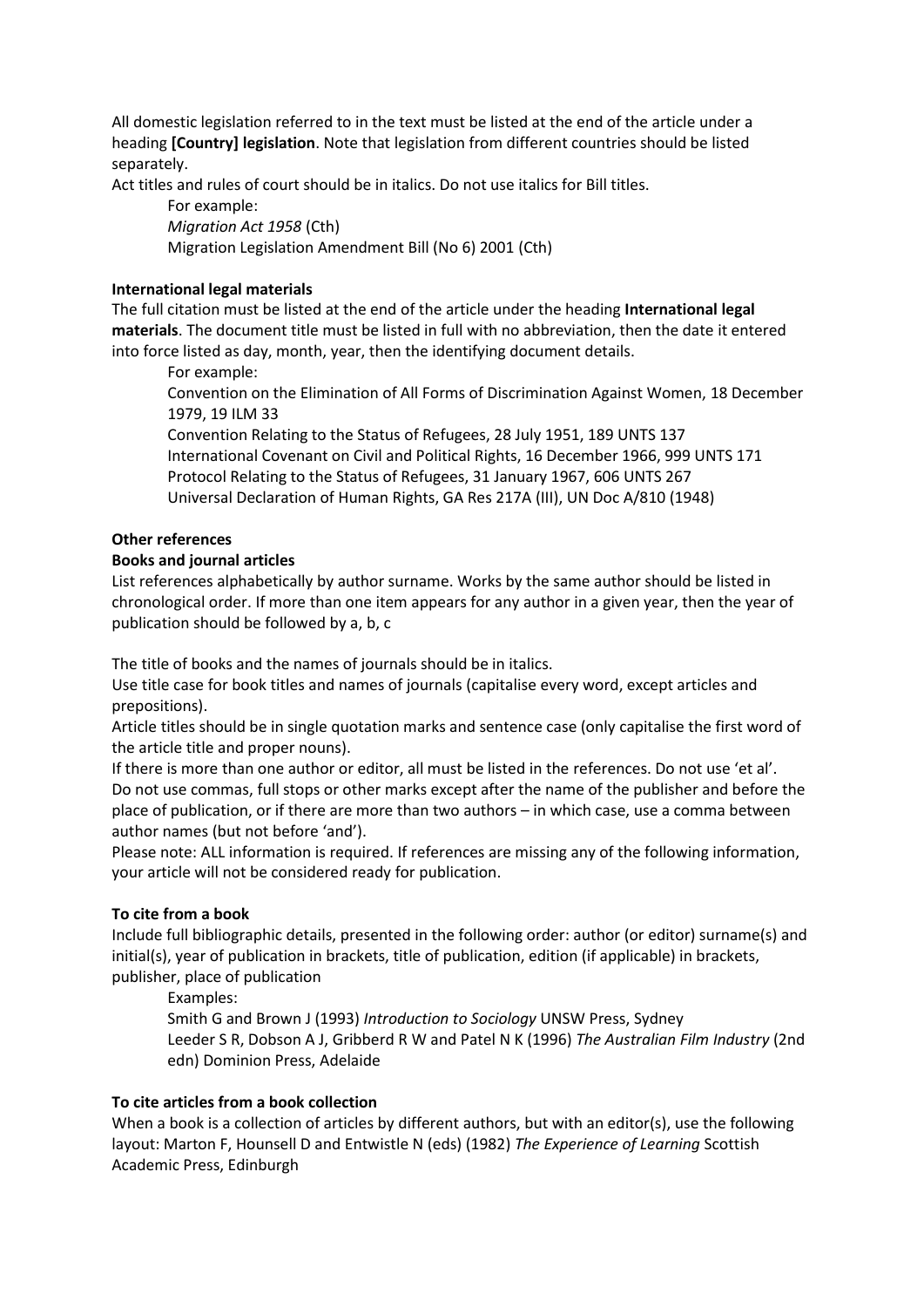All domestic legislation referred to in the text must be listed at the end of the article under a heading **[Country] legislation**. Note that legislation from different countries should be listed separately.

Act titles and rules of court should be in italics. Do not use italics for Bill titles.

For example:
*Migration Act 1958* (Cth)
Migration Legislation Amendment Bill (No 6) 2001 (Cth)

**International legal materials**

The full citation must be listed at the end of the article under the heading **International legal materials**. The document title must be listed in full with no abbreviation, then the date it entered into force listed as day, month, year, then the identifying document details.

For example:
Convention on the Elimination of All Forms of Discrimination Against Women, 18 December 1979, 19 ILM 33
Convention Relating to the Status of Refugees, 28 July 1951, 189 UNTS 137
International Covenant on Civil and Political Rights, 16 December 1966, 999 UNTS 171
Protocol Relating to the Status of Refugees, 31 January 1967, 606 UNTS 267
Universal Declaration of Human Rights, GA Res 217A (III), UN Doc A/810 (1948)

**Other references**

**Books and journal articles**

List references alphabetically by author surname. Works by the same author should be listed in chronological order. If more than one item appears for any author in a given year, then the year of publication should be followed by a, b, c

The title of books and the names of journals should be in italics.

Use title case for book titles and names of journals (capitalise every word, except articles and prepositions).

Article titles should be in single quotation marks and sentence case (only capitalise the first word of the article title and proper nouns).

If there is more than one author or editor, all must be listed in the references. Do not use 'et al'.

Do not use commas, full stops or other marks except after the name of the publisher and before the place of publication, or if there are more than two authors – in which case, use a comma between author names (but not before 'and').

Please note: ALL information is required. If references are missing any of the following information, your article will not be considered ready for publication.

**To cite from a book**

Include full bibliographic details, presented in the following order: author (or editor) surname(s) and initial(s), year of publication in brackets, title of publication, edition (if applicable) in brackets, publisher, place of publication

Examples:
Smith G and Brown J (1993) *Introduction to Sociology* UNSW Press, Sydney
Leeder S R, Dobson A J, Gribberd R W and Patel N K (1996) *The Australian Film Industry* (2nd edn) Dominion Press, Adelaide

**To cite articles from a book collection**

When a book is a collection of articles by different authors, but with an editor(s), use the following layout: Marton F, Hounsell D and Entwistle N (eds) (1982) *The Experience of Learning* Scottish Academic Press, Edinburgh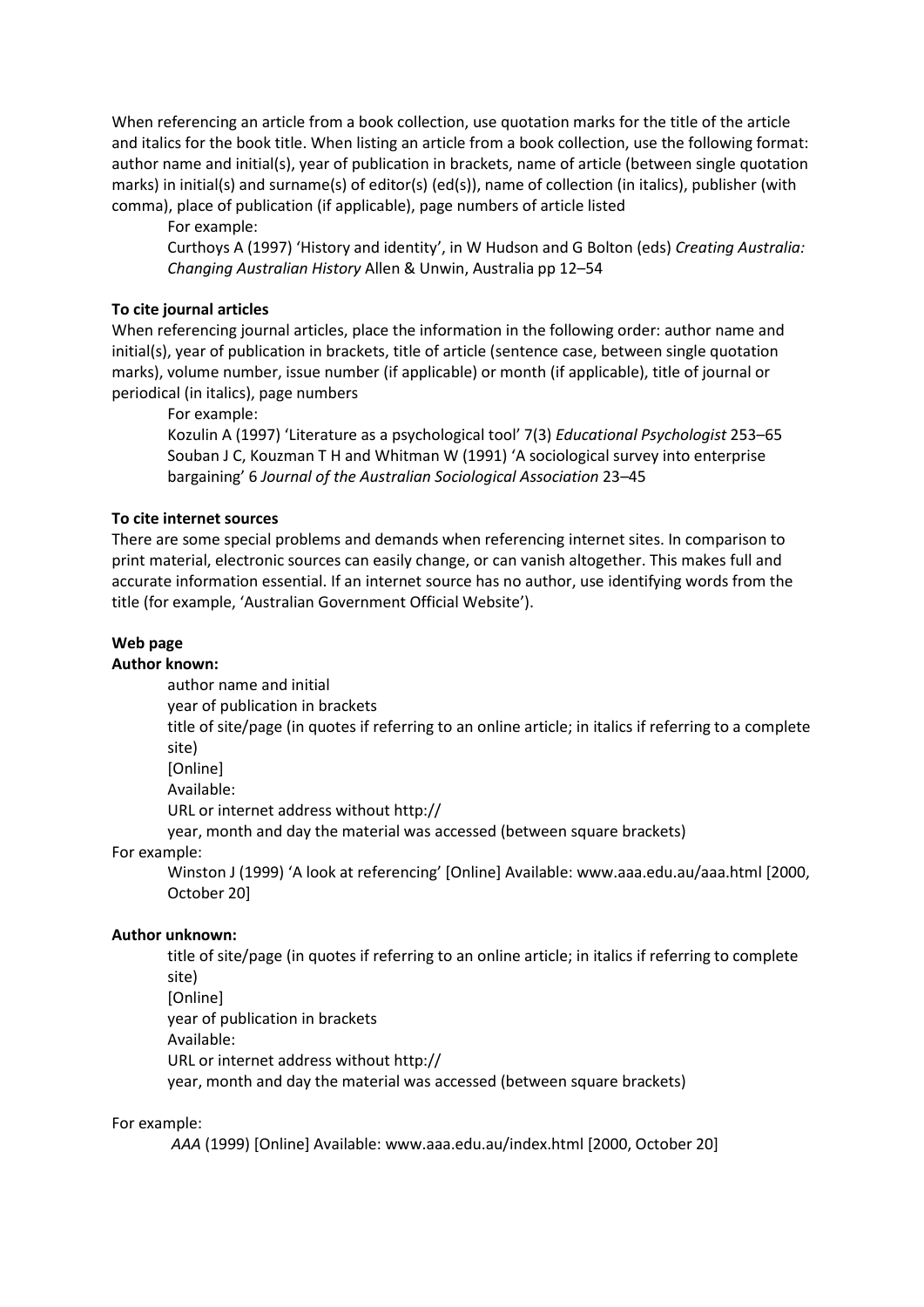When referencing an article from a book collection, use quotation marks for the title of the article and italics for the book title. When listing an article from a book collection, use the following format: author name and initial(s), year of publication in brackets, name of article (between single quotation marks) in initial(s) and surname(s) of editor(s) (ed(s)), name of collection (in italics), publisher (with comma), place of publication (if applicable), page numbers of article listed

For example:

Curthoys A (1997) 'History and identity', in W Hudson and G Bolton (eds) *Creating Australia: Changing Australian History* Allen & Unwin, Australia pp 12–54

**To cite journal articles**

When referencing journal articles, place the information in the following order: author name and initial(s), year of publication in brackets, title of article (sentence case, between single quotation marks), volume number, issue number (if applicable) or month (if applicable), title of journal or periodical (in italics), page numbers

For example:

Kozulin A (1997) 'Literature as a psychological tool' 7(3) *Educational Psychologist* 253–65

Souban J C, Kouzman T H and Whitman W (1991) 'A sociological survey into enterprise bargaining' 6 *Journal of the Australian Sociological Association* 23–45

**To cite internet sources**

There are some special problems and demands when referencing internet sites. In comparison to print material, electronic sources can easily change, or can vanish altogether. This makes full and accurate information essential. If an internet source has no author, use identifying words from the title (for example, 'Australian Government Official Website').

**Web page**

**Author known:**

author name and initial
year of publication in brackets
title of site/page (in quotes if referring to an online article; in italics if referring to a complete site)
[Online]
Available:
URL or internet address without http://
year, month and day the material was accessed (between square brackets)

For example:

Winston J (1999) 'A look at referencing' [Online] Available: www.aaa.edu.au/aaa.html [2000, October 20]

**Author unknown:**

title of site/page (in quotes if referring to an online article; in italics if referring to complete site)
[Online]
year of publication in brackets
Available:
URL or internet address without http://
year, month and day the material was accessed (between square brackets)

For example:

*AAA* (1999) [Online] Available: www.aaa.edu.au/index.html [2000, October 20]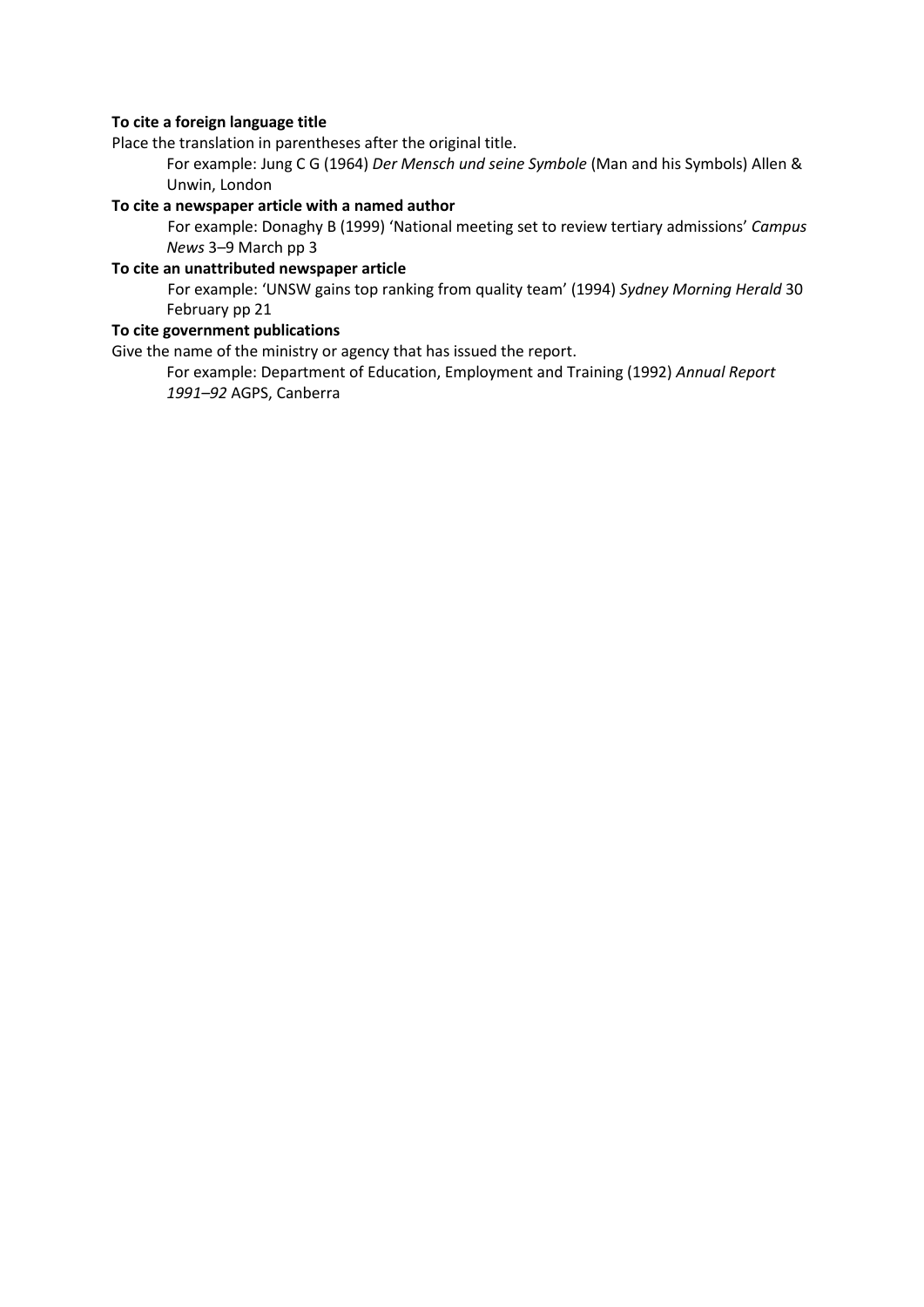**To cite a foreign language title**

Place the translation in parentheses after the original title.

For example: Jung C G (1964) *Der Mensch und seine Symbole* (Man and his Symbols) Allen & Unwin, London

**To cite a newspaper article with a named author**

For example: Donaghy B (1999) 'National meeting set to review tertiary admissions' *Campus News* 3–9 March pp 3

**To cite an unattributed newspaper article**

For example: 'UNSW gains top ranking from quality team' (1994) *Sydney Morning Herald* 30 February pp 21

**To cite government publications**

Give the name of the ministry or agency that has issued the report.

For example: Department of Education, Employment and Training (1992) *Annual Report 1991–92* AGPS, Canberra